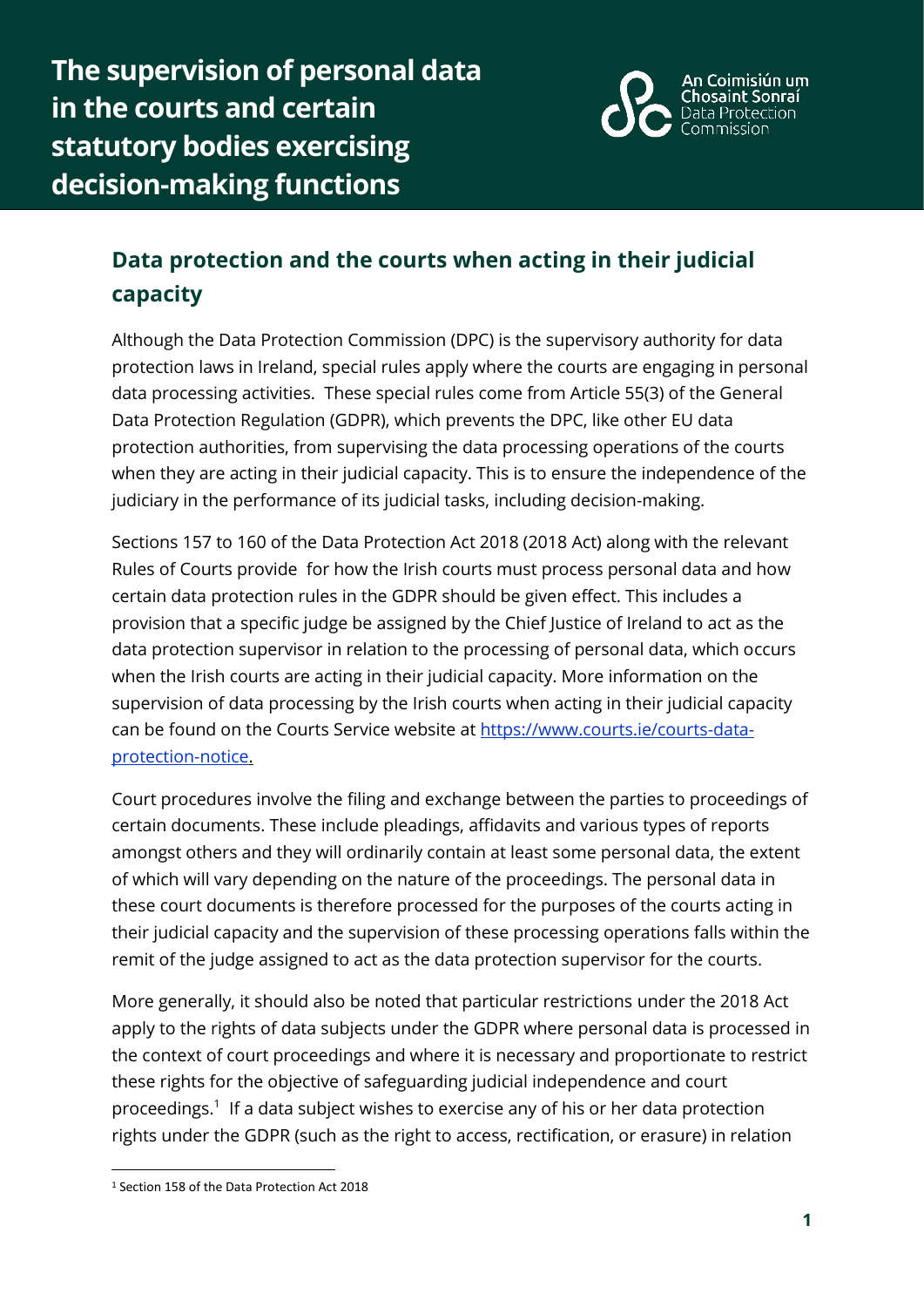# The supervision of personal data in the courts and certain statutory bodies exercising decision-making functions

An Coimisiún um Chosaint Sonraí
Data Protection Commission

## Data protection and the courts when acting in their judicial capacity

Although the Data Protection Commission (DPC) is the supervisory authority for data protection laws in Ireland, special rules apply where the courts are engaging in personal data processing activities. These special rules come from Article 55(3) of the General Data Protection Regulation (GDPR), which prevents the DPC, like other EU data protection authorities, from supervising the data processing operations of the courts when they are acting in their judicial capacity. This is to ensure the independence of the judiciary in the performance of its judicial tasks, including decision-making.

Sections 157 to 160 of the Data Protection Act 2018 (2018 Act) along with the relevant Rules of Courts provide for how the Irish courts must process personal data and how certain data protection rules in the GDPR should be given effect. This includes a provision that a specific judge be assigned by the Chief Justice of Ireland to act as the data protection supervisor in relation to the processing of personal data, which occurs when the Irish courts are acting in their judicial capacity. More information on the supervision of data processing by the Irish courts when acting in their judicial capacity can be found on the Courts Service website at [https://www.courts.ie/courts-data-protection-notice](https://www.courts.ie/courts-data-protection-notice).

Court procedures involve the filing and exchange between the parties to proceedings of certain documents. These include pleadings, affidavits and various types of reports amongst others and they will ordinarily contain at least some personal data, the extent of which will vary depending on the nature of the proceedings. The personal data in these court documents is therefore processed for the purposes of the courts acting in their judicial capacity and the supervision of these processing operations falls within the remit of the judge assigned to act as the data protection supervisor for the courts.

More generally, it should also be noted that particular restrictions under the 2018 Act apply to the rights of data subjects under the GDPR where personal data is processed in the context of court proceedings and where it is necessary and proportionate to restrict these rights for the objective of safeguarding judicial independence and court proceedings.[1] If a data subject wishes to exercise any of his or her data protection rights under the GDPR (such as the right to access, rectification, or erasure) in relation

[1] Section 158 of the Data Protection Act 2018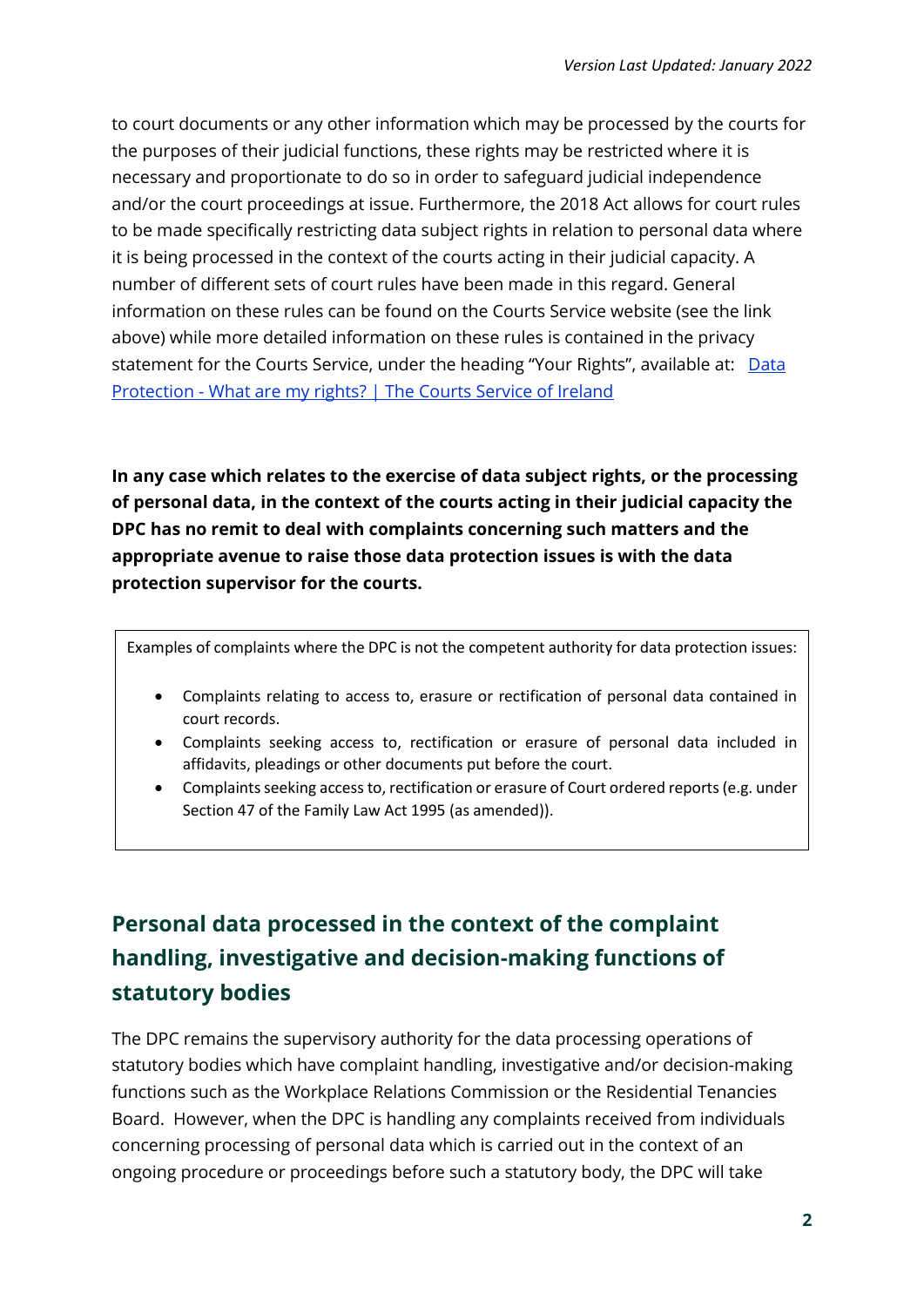to court documents or any other information which may be processed by the courts for the purposes of their judicial functions, these rights may be restricted where it is necessary and proportionate to do so in order to safeguard judicial independence and/or the court proceedings at issue. Furthermore, the 2018 Act allows for court rules to be made specifically restricting data subject rights in relation to personal data where it is being processed in the context of the courts acting in their judicial capacity. A number of different sets of court rules have been made in this regard. General information on these rules can be found on the Courts Service website (see the link above) while more detailed information on these rules is contained in the privacy statement for the Courts Service, under the heading "Your Rights", available at: [Data Protection - What are my rights? | The Courts Service of Ireland]

**In any case which relates to the exercise of data subject rights, or the processing of personal data, in the context of the courts acting in their judicial capacity the DPC has no remit to deal with complaints concerning such matters and the appropriate avenue to raise those data protection issues is with the data protection supervisor for the courts.**

Examples of complaints where the DPC is not the competent authority for data protection issues:

- Complaints relating to access to, erasure or rectification of personal data contained in court records.
- Complaints seeking access to, rectification or erasure of personal data included in affidavits, pleadings or other documents put before the court.
- Complaints seeking access to, rectification or erasure of Court ordered reports (e.g. under Section 47 of the Family Law Act 1995 (as amended)).

## Personal data processed in the context of the complaint handling, investigative and decision-making functions of statutory bodies

The DPC remains the supervisory authority for the data processing operations of statutory bodies which have complaint handling, investigative and/or decision-making functions such as the Workplace Relations Commission or the Residential Tenancies Board. However, when the DPC is handling any complaints received from individuals concerning processing of personal data which is carried out in the context of an ongoing procedure or proceedings before such a statutory body, the DPC will take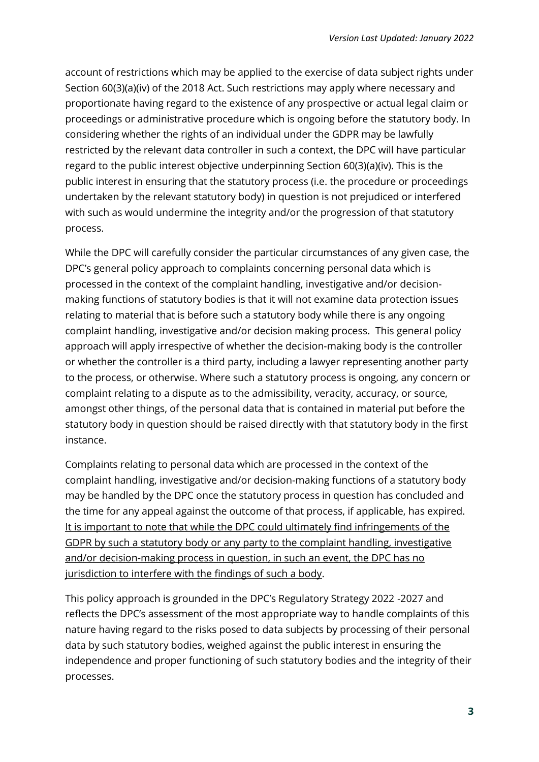account of restrictions which may be applied to the exercise of data subject rights under Section 60(3)(a)(iv) of the 2018 Act. Such restrictions may apply where necessary and proportionate having regard to the existence of any prospective or actual legal claim or proceedings or administrative procedure which is ongoing before the statutory body. In considering whether the rights of an individual under the GDPR may be lawfully restricted by the relevant data controller in such a context, the DPC will have particular regard to the public interest objective underpinning Section 60(3)(a)(iv). This is the public interest in ensuring that the statutory process (i.e. the procedure or proceedings undertaken by the relevant statutory body) in question is not prejudiced or interfered with such as would undermine the integrity and/or the progression of that statutory process.

While the DPC will carefully consider the particular circumstances of any given case, the DPC's general policy approach to complaints concerning personal data which is processed in the context of the complaint handling, investigative and/or decision-making functions of statutory bodies is that it will not examine data protection issues relating to material that is before such a statutory body while there is any ongoing complaint handling, investigative and/or decision making process. This general policy approach will apply irrespective of whether the decision-making body is the controller or whether the controller is a third party, including a lawyer representing another party to the process, or otherwise. Where such a statutory process is ongoing, any concern or complaint relating to a dispute as to the admissibility, veracity, accuracy, or source, amongst other things, of the personal data that is contained in material put before the statutory body in question should be raised directly with that statutory body in the first instance.

Complaints relating to personal data which are processed in the context of the complaint handling, investigative and/or decision-making functions of a statutory body may be handled by the DPC once the statutory process in question has concluded and the time for any appeal against the outcome of that process, if applicable, has expired. <u>It is important to note that while the DPC could ultimately find infringements of the GDPR by such a statutory body or any party to the complaint handling, investigative and/or decision-making process in question, in such an event, the DPC has no jurisdiction to interfere with the findings of such a body</u>.

This policy approach is grounded in the DPC's Regulatory Strategy 2022 -2027 and reflects the DPC's assessment of the most appropriate way to handle complaints of this nature having regard to the risks posed to data subjects by processing of their personal data by such statutory bodies, weighed against the public interest in ensuring the independence and proper functioning of such statutory bodies and the integrity of their processes.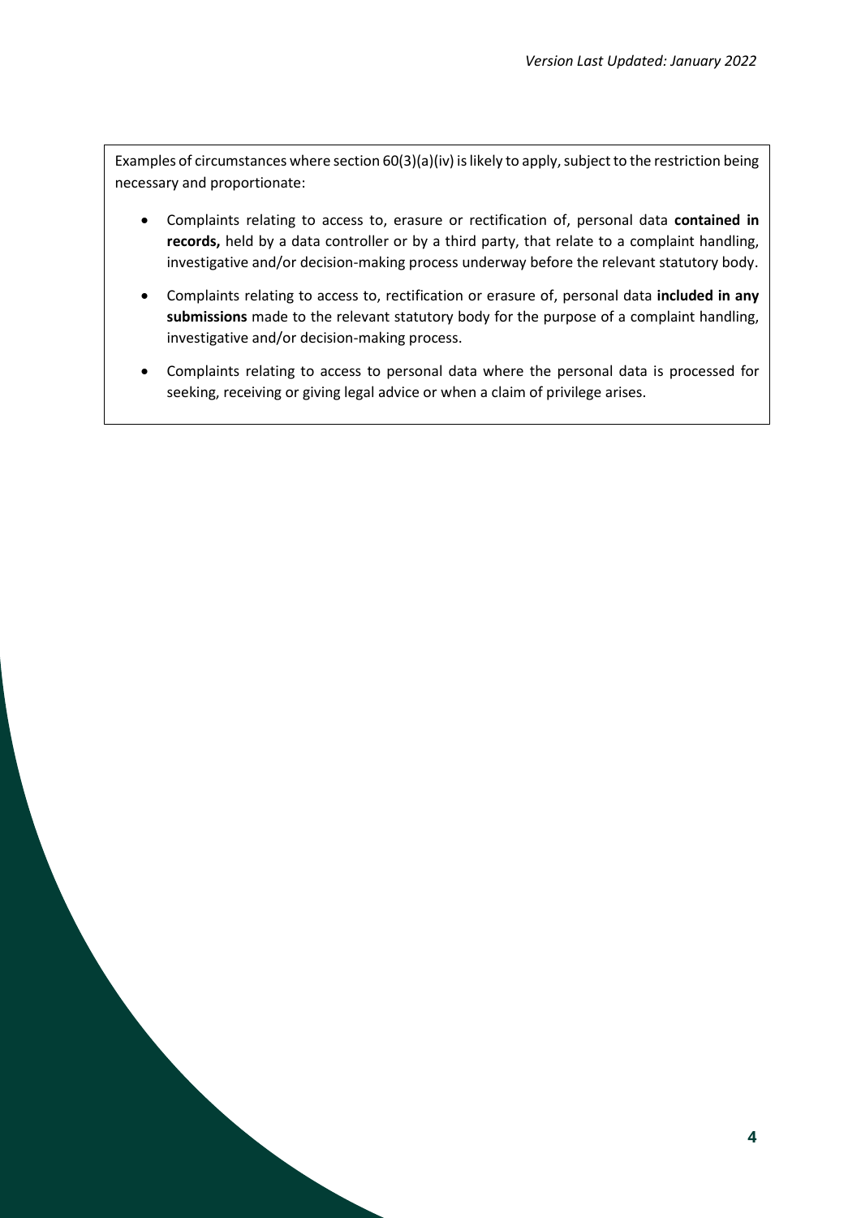Examples of circumstances where section 60(3)(a)(iv) is likely to apply, subject to the restriction being necessary and proportionate:

- Complaints relating to access to, erasure or rectification of, personal data **contained in records,** held by a data controller or by a third party, that relate to a complaint handling, investigative and/or decision-making process underway before the relevant statutory body.
- Complaints relating to access to, rectification or erasure of, personal data **included in any submissions** made to the relevant statutory body for the purpose of a complaint handling, investigative and/or decision-making process.
- Complaints relating to access to personal data where the personal data is processed for seeking, receiving or giving legal advice or when a claim of privilege arises.